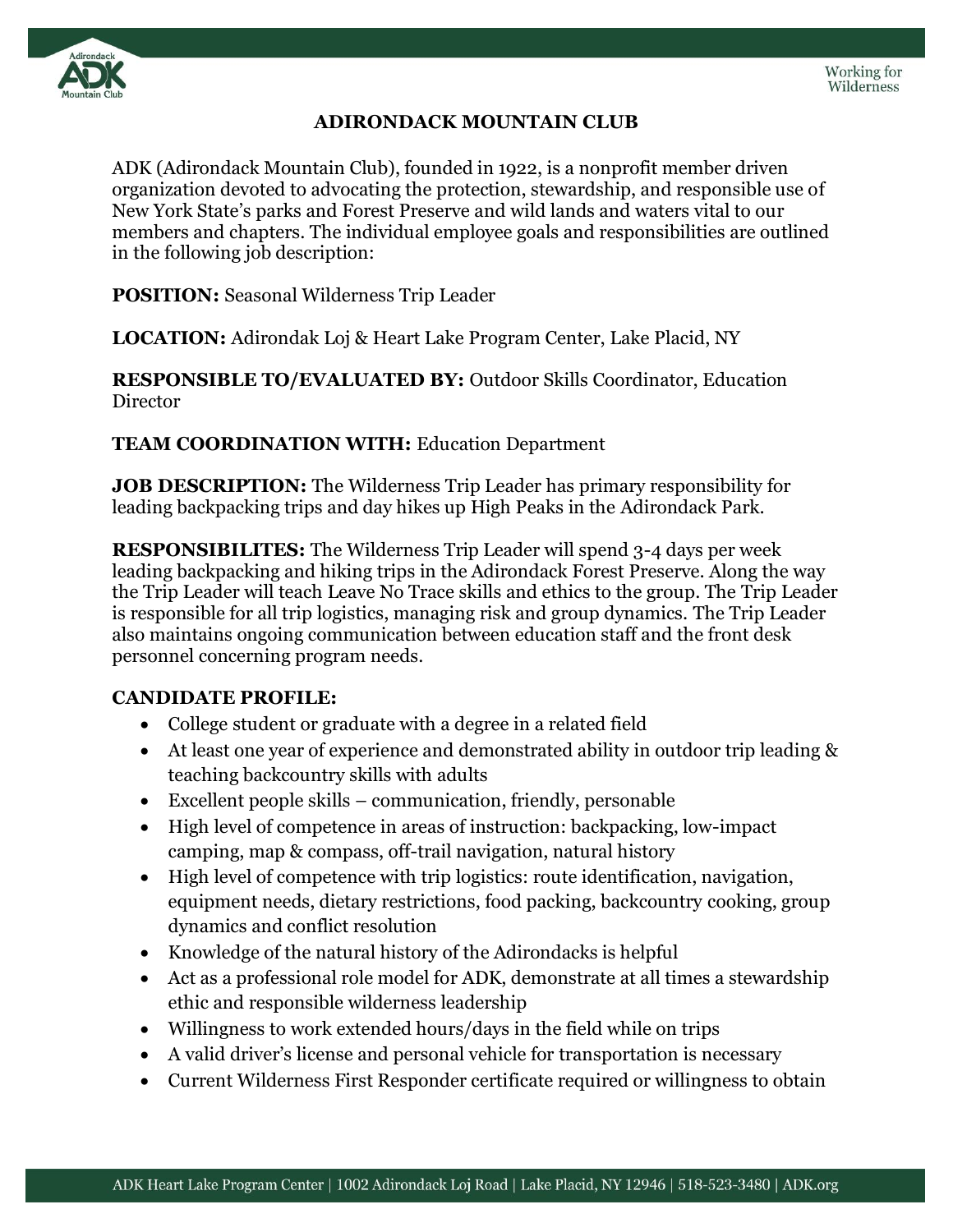# ADIRONDACK MOUNTAIN CLUB

ADK (Adirondack Mountain Club), founded in 1922, is a nonprofit member driven organization devoted to advocating the protection, stewardship, and responsible use of New York State's parks and Forest Preserve and wild lands and waters vital to our members and chapters. The individual employee goals and responsibilities are outlined in the following job description:

**POSITION:** Seasonal Wilderness Trip Leader

**LOCATION:** Adirondak Loj & Heart Lake Program Center, Lake Placid, NY

**RESPONSIBLE TO/EVALUATED BY:** Outdoor Skills Coordinator, Education Director

**TEAM COORDINATION WITH:** Education Department

**JOB DESCRIPTION:** The Wilderness Trip Leader has primary responsibility for leading backpacking trips and day hikes up High Peaks in the Adirondack Park.

**RESPONSIBILITES:** The Wilderness Trip Leader will spend 3-4 days per week leading backpacking and hiking trips in the Adirondack Forest Preserve. Along the way the Trip Leader will teach Leave No Trace skills and ethics to the group. The Trip Leader is responsible for all trip logistics, managing risk and group dynamics. The Trip Leader also maintains ongoing communication between education staff and the front desk personnel concerning program needs.

**CANDIDATE PROFILE:**

- College student or graduate with a degree in a related field
- At least one year of experience and demonstrated ability in outdoor trip leading & teaching backcountry skills with adults
- Excellent people skills – communication, friendly, personable
- High level of competence in areas of instruction: backpacking, low-impact camping, map & compass, off-trail navigation, natural history
- High level of competence with trip logistics: route identification, navigation, equipment needs, dietary restrictions, food packing, backcountry cooking, group dynamics and conflict resolution
- Knowledge of the natural history of the Adirondacks is helpful
- Act as a professional role model for ADK, demonstrate at all times a stewardship ethic and responsible wilderness leadership
- Willingness to work extended hours/days in the field while on trips
- A valid driver's license and personal vehicle for transportation is necessary
- Current Wilderness First Responder certificate required or willingness to obtain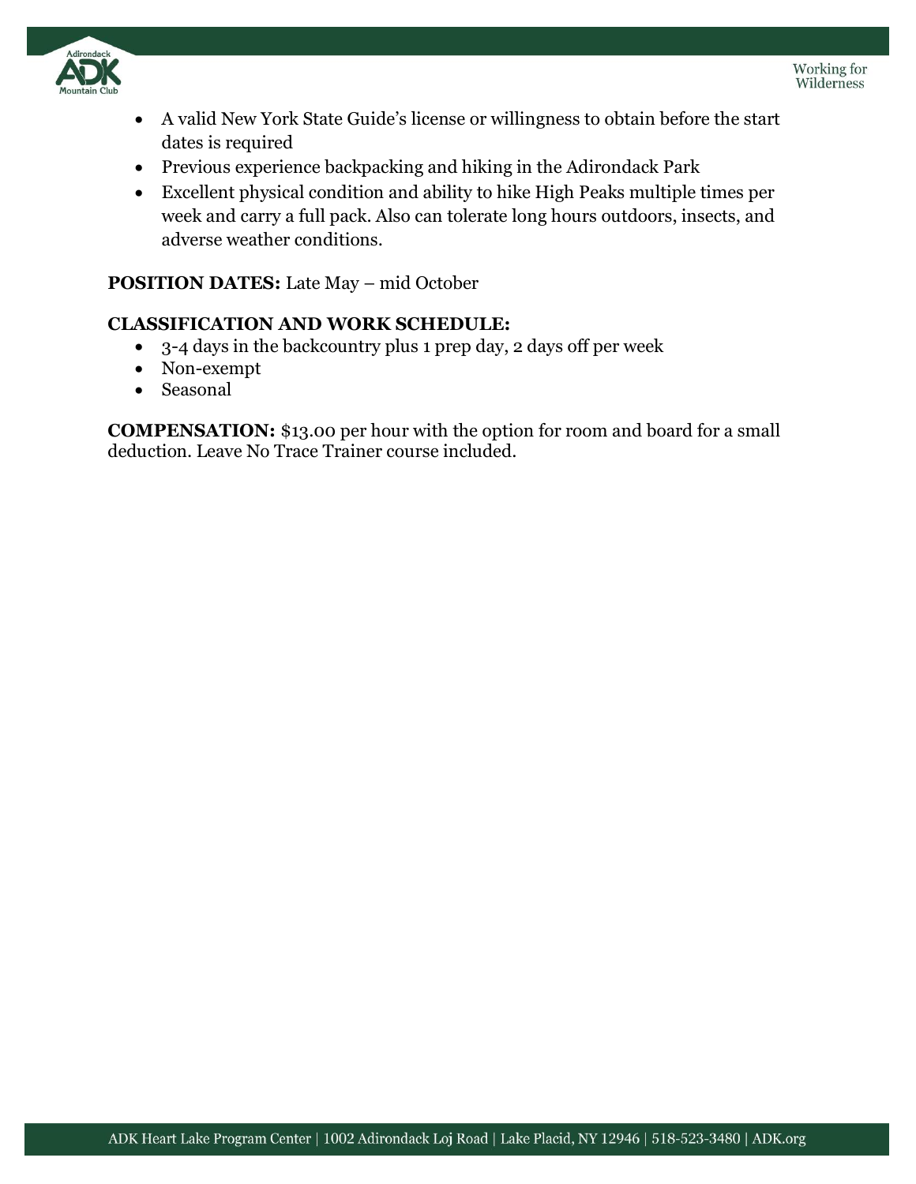- A valid New York State Guide's license or willingness to obtain before the start dates is required
- Previous experience backpacking and hiking in the Adirondack Park
- Excellent physical condition and ability to hike High Peaks multiple times per week and carry a full pack. Also can tolerate long hours outdoors, insects, and adverse weather conditions.

**POSITION DATES:** Late May – mid October

**CLASSIFICATION AND WORK SCHEDULE:**

- 3-4 days in the backcountry plus 1 prep day, 2 days off per week
- Non-exempt
- Seasonal

**COMPENSATION:** $13.00 per hour with the option for room and board for a small deduction. Leave No Trace Trainer course included.